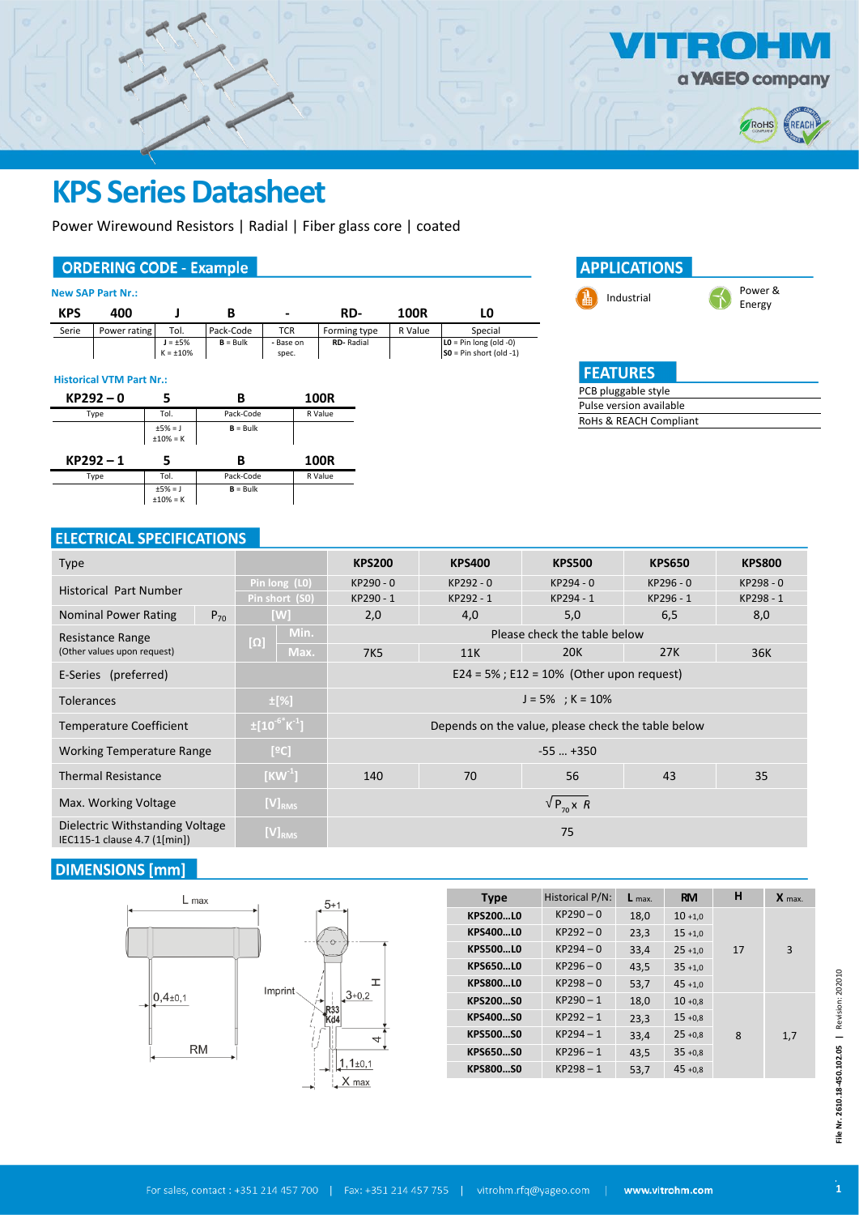# KPS Series Datasheet

Power Wirewound Resistors | Radial | Fiber glass core | coated

## ORDERING CODE - Example

**New SAP Part Nr.:**

| KPS | 400 | J | B | - | RD- | 100R | L0 |
|---|---|---|---|---|---|---|---|
| Serie | Power rating | Tol. | Pack-Code | TCR | Forming type | R Value | Special |
| | | J = ±5%<br>K = ±10% | B = Bulk | - Base on spec. | RD- Radial | | L0 = Pin long (old -0)<br>S0 = Pin short (old -1) |

**Historical VTM Part Nr.:**

| KP292 – 0 | 5 | B | 100R |
|---|---|---|---|
| Type | Tol. | Pack-Code | R Value |
| | ±5% = J<br>±10% = K | B = Bulk | |

| KP292 – 1 | 5 | B | 100R |
|---|---|---|---|
| Type | Tol. | Pack-Code | R Value |
| | ±5% = J<br>±10% = K | B = Bulk | |

## APPLICATIONS

- Industrial
- Power & Energy

## FEATURES

- PCB pluggable style
- Pulse version available
- RoHS & REACH Compliant

## ELECTRICAL SPECIFICATIONS

| Type | | | KPS200 | KPS400 | KPS500 | KPS650 | KPS800 |
|---|---|---|---|---|---|---|---|
| Historical Part Number | Pin long (L0) | | KP290 - 0 | KP292 - 0 | KP294 - 0 | KP296 - 0 | KP298 - 0 |
| | Pin short (S0) | | KP290 - 1 | KP292 - 1 | KP294 - 1 | KP296 - 1 | KP298 - 1 |
| Nominal Power Rating $P_{70}$ | [W] | | 2,0 | 4,0 | 5,0 | 6,5 | 8,0 |
| Resistance Range (Other values upon request) | [Ω] | Min. | Please check the table below | | | | |
| | | Max. | 7K5 | 11K | 20K | 27K | 36K |
| E-Series (preferred) | | | E24 = 5% ; E12 = 10% (Other upon request) | | | | |
| Tolerances | ±[%] | | J = 5% ; K = 10% | | | | |
| Temperature Coefficient | $\pm[10^{-6}K^{-1}]$ | | Depends on the value, please check the table below | | | | |
| Working Temperature Range | [ºC] | | -55 … +350 | | | | |
| Thermal Resistance | $[KW^{-1}]$ | | 140 | 70 | 56 | 43 | 35 |
| Max. Working Voltage | $[V]_{RMS}$ | | $\sqrt{P_{70} \times R}$ | | | | |
| Dielectric Withstanding Voltage IEC115-1 clause 4.7 (1[min]) | $[V]_{RMS}$ | | 75 | | | | |

## DIMENSIONS [mm]

Drawing labels: L max; 5+1; 0,4±0,1; RM; Imprint; R33 Kd4; 3+0,2; H; 4; 1,1±0,1; X max

| Type | Historical P/N: | L max. | RM | H | X max. |
|---|---|---|---|---|---|
| KPS200…L0 | KP290 – 0 | 18,0 | 10 +1,0 | 17 | 3 |
| KPS400…L0 | KP292 – 0 | 23,3 | 15 +1,0 | 17 | 3 |
| KPS500…L0 | KP294 – 0 | 33,4 | 25 +1,0 | 17 | 3 |
| KPS650…L0 | KP296 – 0 | 43,5 | 35 +1,0 | 17 | 3 |
| KPS800…L0 | KP298 – 0 | 53,7 | 45 +1,0 | 17 | 3 |
| KPS200…S0 | KP290 – 1 | 18,0 | 10 +0,8 | 8 | 1,7 |
| KPS400…S0 | KP292 – 1 | 23,3 | 15 +0,8 | 8 | 1,7 |
| KPS500…S0 | KP294 – 1 | 33,4 | 25 +0,8 | 8 | 1,7 |
| KPS650…S0 | KP296 – 1 | 43,5 | 35 +0,8 | 8 | 1,7 |
| KPS800…S0 | KP298 – 1 | 53,7 | 45 +0,8 | 8 | 1,7 |

File Nr. 2610.18-450.102.05 | Revision: 202010

For sales, contact : +351 214 457 700 | Fax: +351 214 457 755 | vitrohm.rfq@yageo.com | www.vitrohm.com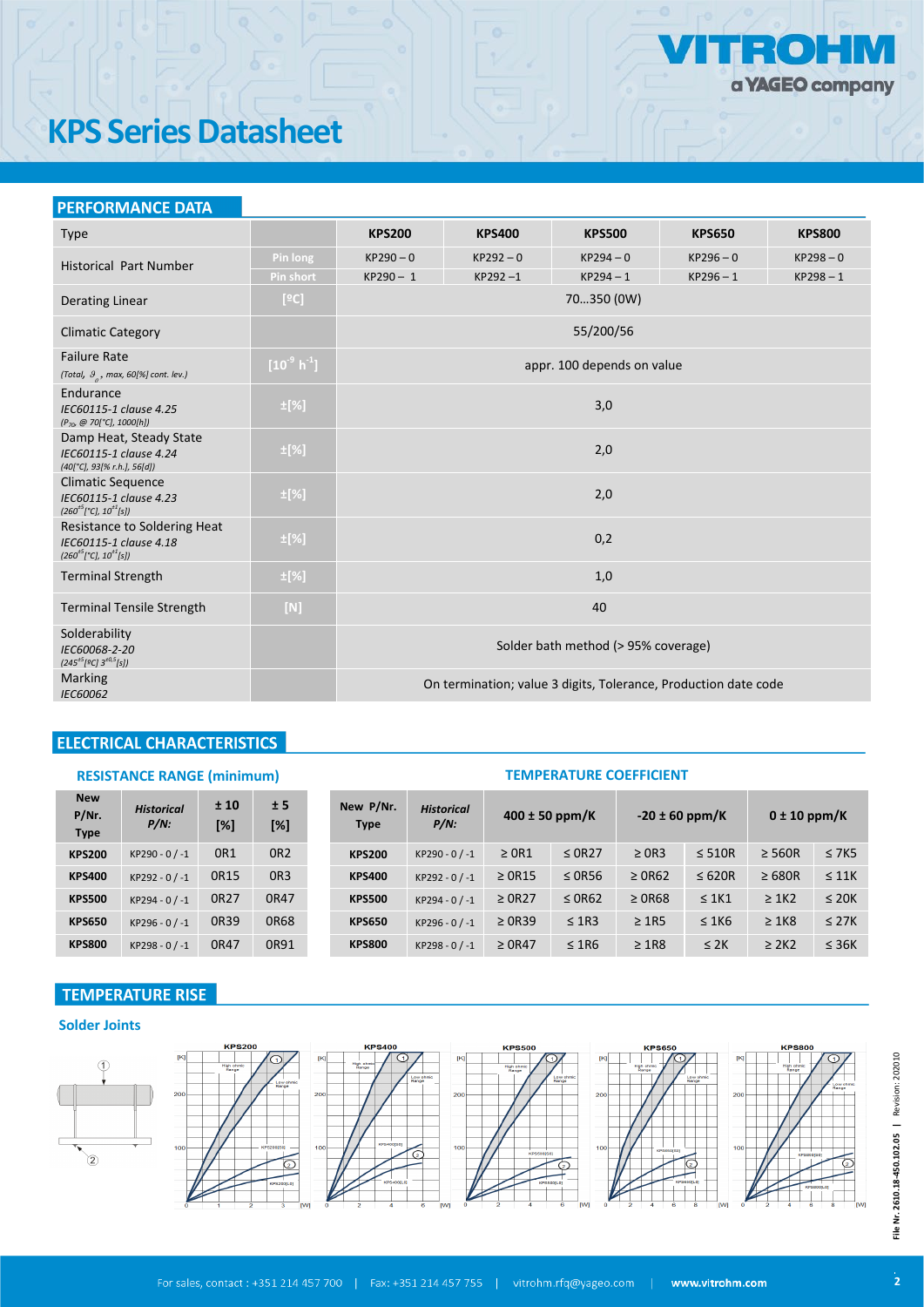# KPS Series Datasheet

## PERFORMANCE DATA

| Type | | KPS200 | KPS400 | KPS500 | KPS650 | KPS800 |
|---|---|---|---|---|---|---|
| Historical Part Number | Pin long | KP290 – 0 | KP292 – 0 | KP294 – 0 | KP296 – 0 | KP298 – 0 |
| | Pin short | KP290 – 1 | KP292 –1 | KP294 – 1 | KP296 – 1 | KP298 – 1 |
| Derating Linear | [ºC] | 70…350 (0W) | | | | |
| Climatic Category | | 55/200/56 | | | | |
| Failure Rate *(Total, $\vartheta_{u}$, max, 60[%] cont. lev.)* | [$10^{-9}$ $h^{-1}$] | appr. 100 depends on value | | | | |
| Endurance *IEC60115-1 clause 4.25* *($P_{70}$, @ 70[°C], 1000[h])* | ±[%] | 3,0 | | | | |
| Damp Heat, Steady State *IEC60115-1 clause 4.24* *(40[°C], 93[% r.h.], 56[d])* | ±[%] | 2,0 | | | | |
| Climatic Sequence *IEC60115-1 clause 4.23* *($260^{\pm5}$[°C], $10^{\pm1}$[s])* | ±[%] | 2,0 | | | | |
| Resistance to Soldering Heat *IEC60115-1 clause 4.18* *($260^{\pm5}$[°C], $10^{\pm1}$[s])* | ±[%] | 0,2 | | | | |
| Terminal Strength | ±[%] | 1,0 | | | | |
| Terminal Tensile Strength | [N] | 40 | | | | |
| Solderability *IEC60068-2-20* *($245^{\pm5}$[ºC] $3^{\pm0.3}$[s])* | | Solder bath method (> 95% coverage) | | | | |
| Marking *IEC60062* | | On termination; value 3 digits, Tolerance, Production date code | | | | |

## ELECTRICAL CHARACTERISTICS

### RESISTANCE RANGE (minimum)

| New P/Nr. Type | *Historical P/N:* | ± 10 [%] | ± 5 [%] |
|---|---|---|---|
| KPS200 | KP290 - 0 / -1 | 0R1 | 0R2 |
| KPS400 | KP292 - 0 / -1 | 0R15 | 0R3 |
| KPS500 | KP294 - 0 / -1 | 0R27 | 0R47 |
| KPS650 | KP296 - 0 / -1 | 0R39 | 0R68 |
| KPS800 | KP298 - 0 / -1 | 0R47 | 0R91 |

### TEMPERATURE COEFFICIENT

| New P/Nr. Type | *Historical P/N:* | 400 ± 50 ppm/K | | -20 ± 60 ppm/K | | 0 ± 10 ppm/K | |
|---|---|---|---|---|---|---|---|
| KPS200 | KP290 - 0 / -1 | ≥ 0R1 | ≤ 0R27 | ≥ 0R3 | ≤ 510R | ≥ 560R | ≤ 7K5 |
| KPS400 | KP292 - 0 / -1 | ≥ 0R15 | ≤ 0R56 | ≥ 0R62 | ≤ 620R | ≥ 680R | ≤ 11K |
| KPS500 | KP294 - 0 / -1 | ≥ 0R27 | ≤ 0R62 | ≥ 0R68 | ≤ 1K1 | ≥ 1K2 | ≤ 20K |
| KPS650 | KP296 - 0 / -1 | ≥ 0R39 | ≤ 1R3 | ≥ 1R5 | ≤ 1K6 | ≥ 1K8 | ≤ 27K |
| KPS800 | KP298 - 0 / -1 | ≥ 0R47 | ≤ 1R6 | ≥ 1R8 | ≤ 2K | ≥ 2K2 | ≤ 36K |

## TEMPERATURE RISE

### Solder Joints

KPS200 KPS400 KPS500 KPS650 KPS800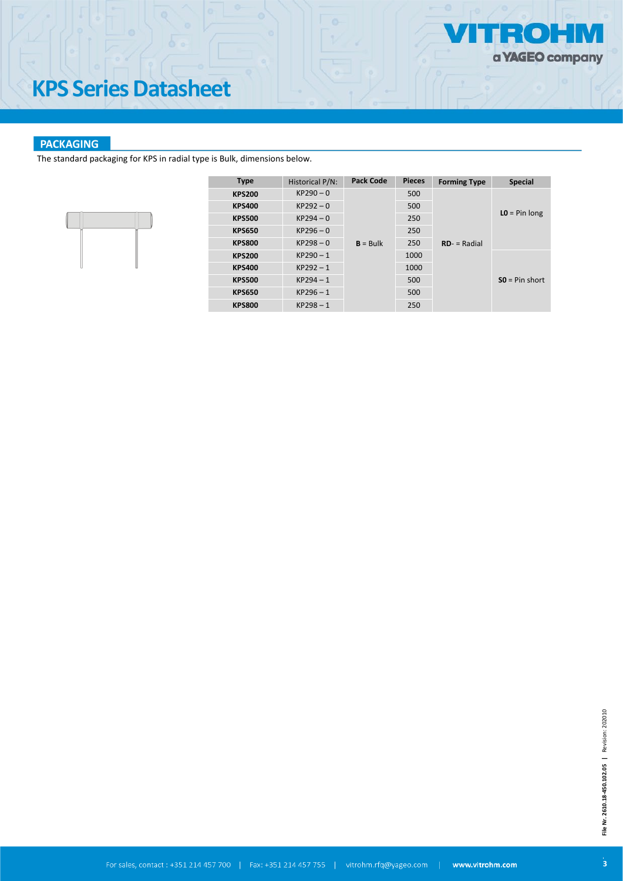# KPS Series Datasheet

## PACKAGING

The standard packaging for KPS in radial type is Bulk, dimensions below.

| Type | Historical P/N: | Pack Code | Pieces | Forming Type | Special |
|---|---|---|---|---|---|
| **KPS200** | KP290 – 0 | **B** = Bulk | 500 | **RD**- = Radial | **L0** = Pin long |
| **KPS400** | KP292 – 0 | | 500 | | |
| **KPS500** | KP294 – 0 | | 250 | | |
| **KPS650** | KP296 – 0 | | 250 | | |
| **KPS800** | KP298 – 0 | | 250 | | |
| **KPS200** | KP290 – 1 | | 1000 | | **S0** = Pin short |
| **KPS400** | KP292 – 1 | | 1000 | | |
| **KPS500** | KP294 – 1 | | 500 | | |
| **KPS650** | KP296 – 1 | | 500 | | |
| **KPS800** | KP298 – 1 | | 250 | | |

For sales, contact : +351 214 457 700 | Fax: +351 214 457 755 | vitrohm.rfq@yageo.com | www.vitrohm.com

File Nr. 2610.18-450.102.05 | Revision: 202010